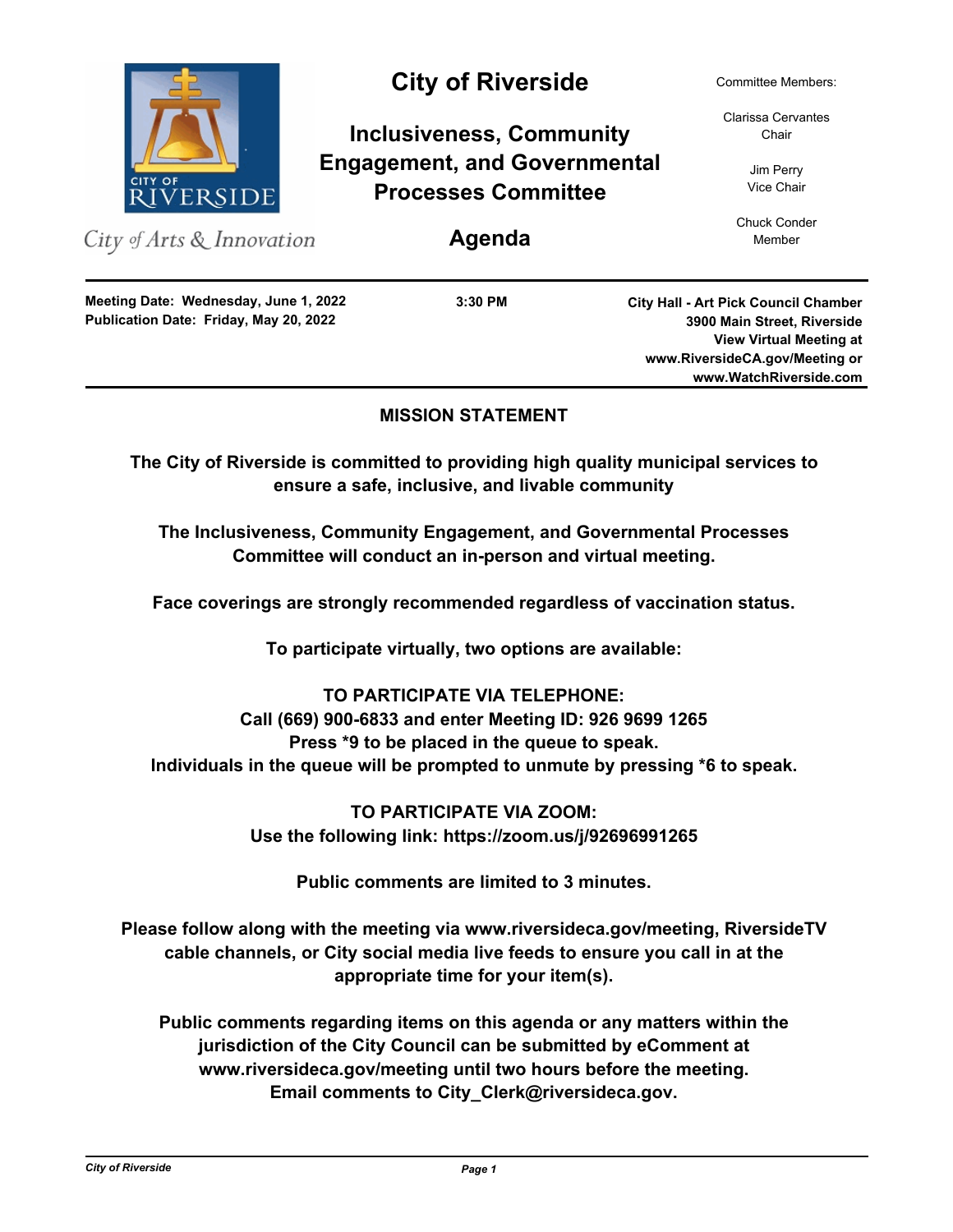# City of Riverside

## Inclusiveness, Community Engagement, and Governmental Processes Committee

## Agenda

City of Arts & Innovation

Committee Members:

Clarissa Cervantes
Chair

Jim Perry
Vice Chair

Chuck Conder
Member

**Meeting Date: Wednesday, June 1, 2022**
**Publication Date: Friday, May 20, 2022**

**3:30 PM**

**City Hall - Art Pick Council Chamber**
**3900 Main Street, Riverside**
**View Virtual Meeting at**
**www.RiversideCA.gov/Meeting or**
**www.WatchRiverside.com**

---

### MISSION STATEMENT

**The City of Riverside is committed to providing high quality municipal services to ensure a safe, inclusive, and livable community**

**The Inclusiveness, Community Engagement, and Governmental Processes Committee will conduct an in-person and virtual meeting.**

**Face coverings are strongly recommended regardless of vaccination status.**

**To participate virtually, two options are available:**

**TO PARTICIPATE VIA TELEPHONE:**
**Call (669) 900-6833 and enter Meeting ID: 926 9699 1265**
**Press *9 to be placed in the queue to speak.**
**Individuals in the queue will be prompted to unmute by pressing *6 to speak.**

**TO PARTICIPATE VIA ZOOM:**
**Use the following link: https://zoom.us/j/92696991265**

**Public comments are limited to 3 minutes.**

**Please follow along with the meeting via www.riversideca.gov/meeting, RiversideTV cable channels, or City social media live feeds to ensure you call in at the appropriate time for your item(s).**

**Public comments regarding items on this agenda or any matters within the jurisdiction of the City Council can be submitted by eComment at www.riversideca.gov/meeting until two hours before the meeting. Email comments to City_Clerk@riversideca.gov.**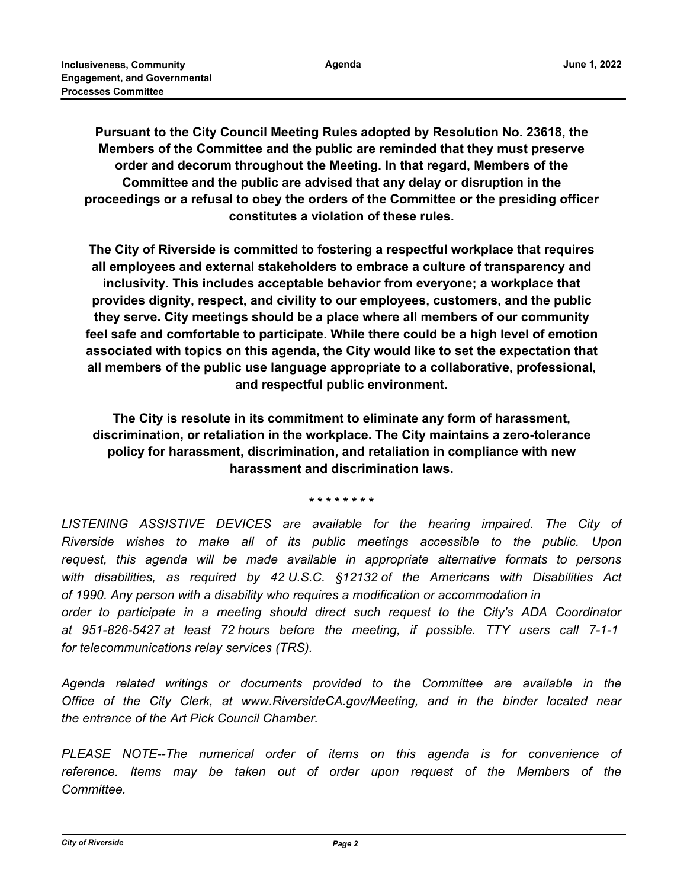**Pursuant to the City Council Meeting Rules adopted by Resolution No. 23618, the Members of the Committee and the public are reminded that they must preserve order and decorum throughout the Meeting. In that regard, Members of the Committee and the public are advised that any delay or disruption in the proceedings or a refusal to obey the orders of the Committee or the presiding officer constitutes a violation of these rules.**

**The City of Riverside is committed to fostering a respectful workplace that requires all employees and external stakeholders to embrace a culture of transparency and inclusivity. This includes acceptable behavior from everyone; a workplace that provides dignity, respect, and civility to our employees, customers, and the public they serve. City meetings should be a place where all members of our community feel safe and comfortable to participate. While there could be a high level of emotion associated with topics on this agenda, the City would like to set the expectation that all members of the public use language appropriate to a collaborative, professional, and respectful public environment.**

**The City is resolute in its commitment to eliminate any form of harassment, discrimination, or retaliation in the workplace. The City maintains a zero-tolerance policy for harassment, discrimination, and retaliation in compliance with new harassment and discrimination laws.**

\* \* \* \* \* \* \* \*

*LISTENING ASSISTIVE DEVICES are available for the hearing impaired. The City of Riverside wishes to make all of its public meetings accessible to the public. Upon request, this agenda will be made available in appropriate alternative formats to persons with disabilities, as required by 42 U.S.C. §12132 of the Americans with Disabilities Act of 1990. Any person with a disability who requires a modification or accommodation in order to participate in a meeting should direct such request to the City's ADA Coordinator at 951-826-5427 at least 72 hours before the meeting, if possible. TTY users call 7-1-1 for telecommunications relay services (TRS).*

*Agenda related writings or documents provided to the Committee are available in the Office of the City Clerk, at www.RiversideCA.gov/Meeting, and in the binder located near the entrance of the Art Pick Council Chamber.*

*PLEASE NOTE--The numerical order of items on this agenda is for convenience of reference. Items may be taken out of order upon request of the Members of the Committee.*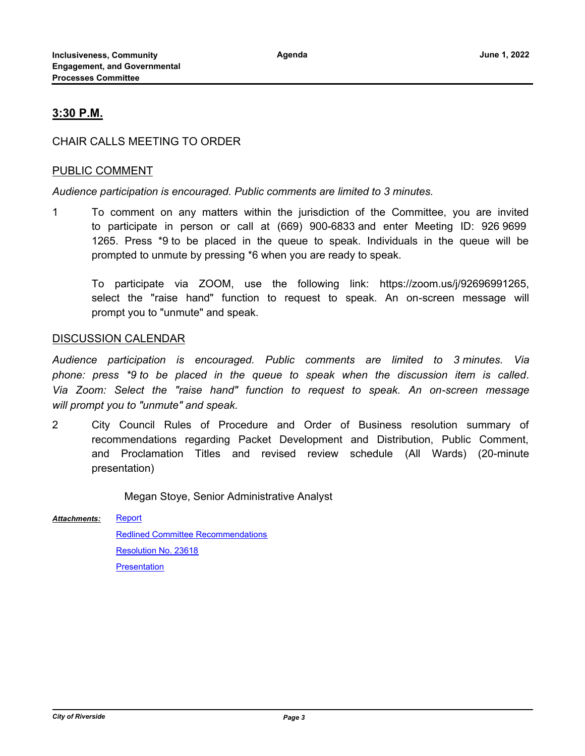## 3:30 P.M.

CHAIR CALLS MEETING TO ORDER

PUBLIC COMMENT

*Audience participation is encouraged. Public comments are limited to 3 minutes.*

1 To comment on any matters within the jurisdiction of the Committee, you are invited to participate in person or call at (669) 900-6833 and enter Meeting ID: 926 9699 1265. Press *9 to be placed in the queue to speak. Individuals in the queue will be prompted to unmute by pressing *6 when you are ready to speak.

To participate via ZOOM, use the following link: https://zoom.us/j/92696991265, select the "raise hand" function to request to speak. An on-screen message will prompt you to "unmute" and speak.

DISCUSSION CALENDAR

*Audience participation is encouraged. Public comments are limited to 3 minutes. Via phone: press *9 to be placed in the queue to speak when the discussion item is called. Via Zoom: Select the "raise hand" function to request to speak. An on-screen message will prompt you to "unmute" and speak.*

2 City Council Rules of Procedure and Order of Business resolution summary of recommendations regarding Packet Development and Distribution, Public Comment, and Proclamation Titles and revised review schedule (All Wards) (20-minute presentation)

Megan Stoye, Senior Administrative Analyst

***Attachments:*** Report

Redlined Committee Recommendations

Resolution No. 23618

Presentation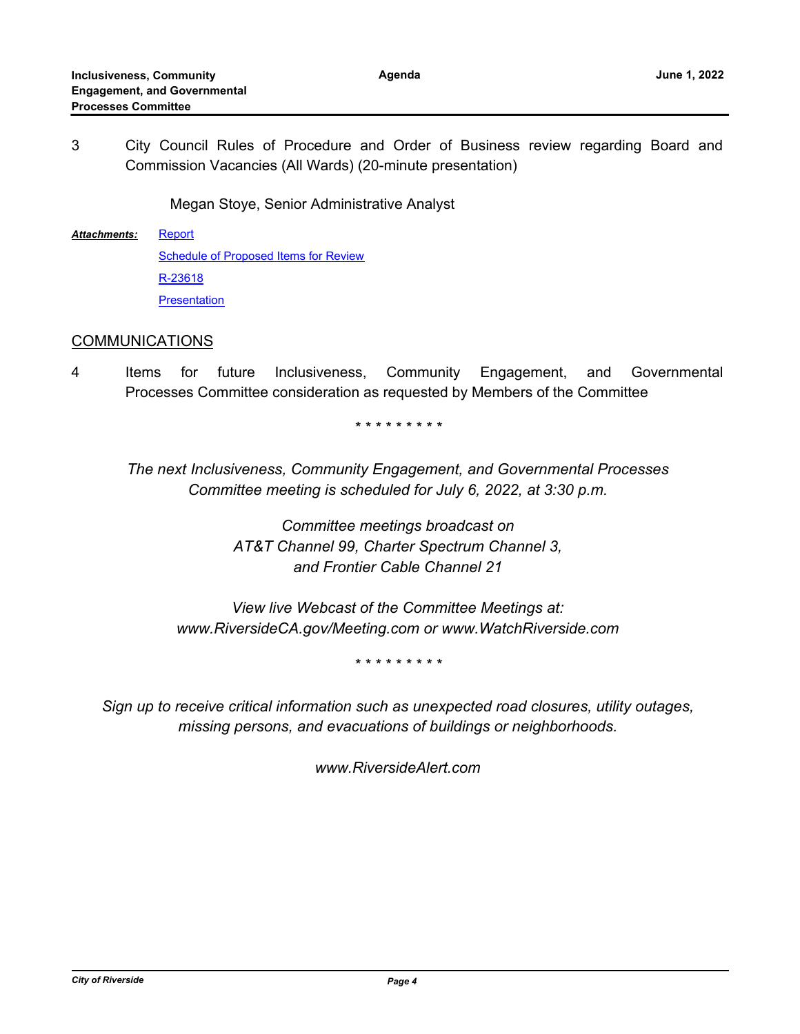3 City Council Rules of Procedure and Order of Business review regarding Board and Commission Vacancies (All Wards) (20-minute presentation)

Megan Stoye, Senior Administrative Analyst

***Attachments:*** Report
Schedule of Proposed Items for Review
R-23618
Presentation

## COMMUNICATIONS

4 Items for future Inclusiveness, Community Engagement, and Governmental Processes Committee consideration as requested by Members of the Committee

\* \* \* \* \* \* \* \* \*

*The next Inclusiveness, Community Engagement, and Governmental Processes Committee meeting is scheduled for July 6, 2022, at 3:30 p.m.*

*Committee meetings broadcast on AT&T Channel 99, Charter Spectrum Channel 3, and Frontier Cable Channel 21*

*View live Webcast of the Committee Meetings at: www.RiversideCA.gov/Meeting.com or www.WatchRiverside.com*

\* \* \* \* \* \* \* \* \*

*Sign up to receive critical information such as unexpected road closures, utility outages, missing persons, and evacuations of buildings or neighborhoods.*

*www.RiversideAlert.com*